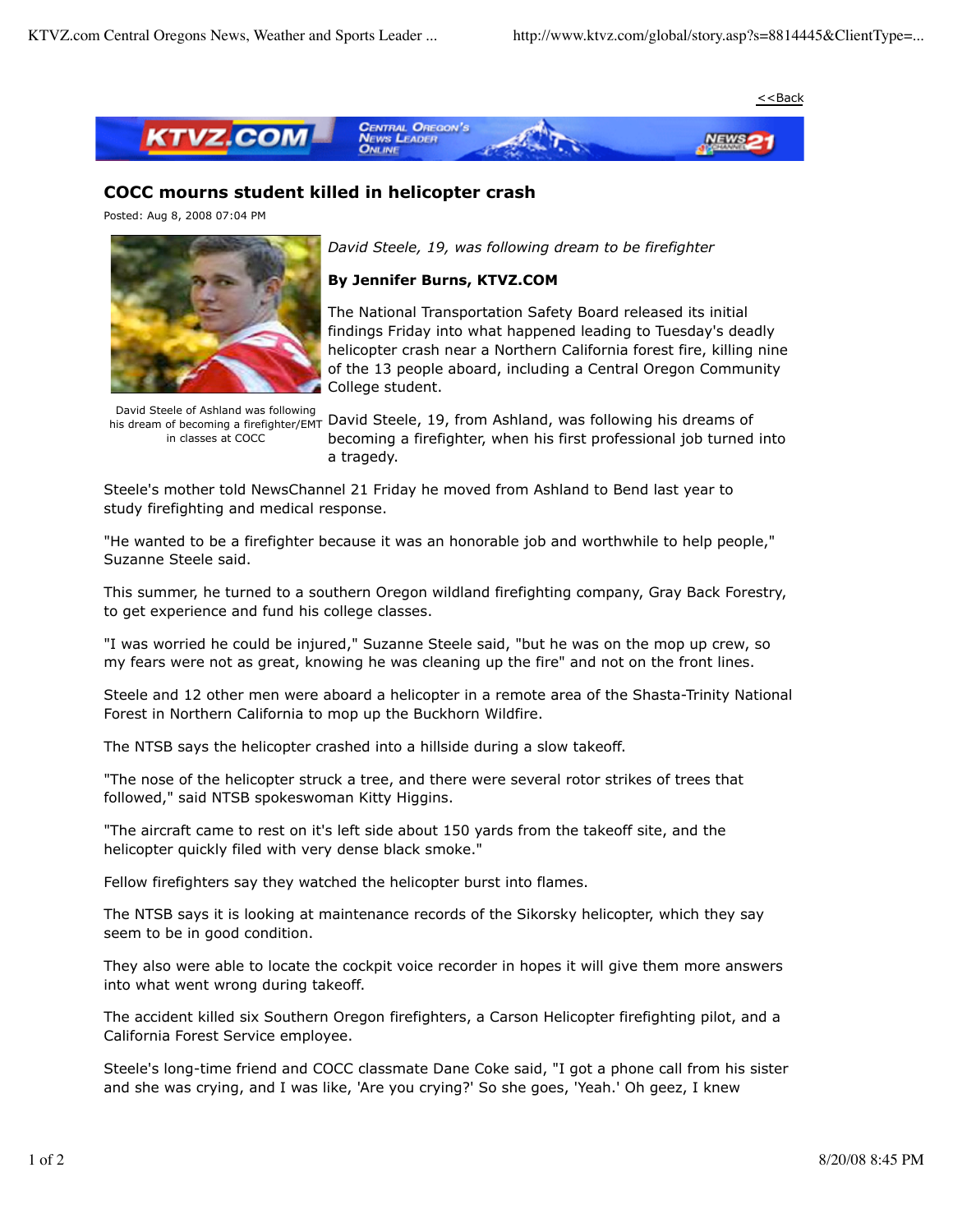<<Back

# COCC mourns student killed in helicopter crash

Posted: Aug 8, 2008 07:04 PM

David Steele of Ashland was following his dream of becoming a firefighter/EMT in classes at COCC

*David Steele, 19, was following dream to be firefighter*

**By Jennifer Burns, KTVZ.COM**

The National Transportation Safety Board released its initial findings Friday into what happened leading to Tuesday's deadly helicopter crash near a Northern California forest fire, killing nine of the 13 people aboard, including a Central Oregon Community College student.

David Steele, 19, from Ashland, was following his dreams of becoming a firefighter, when his first professional job turned into a tragedy.

Steele's mother told NewsChannel 21 Friday he moved from Ashland to Bend last year to study firefighting and medical response.

"He wanted to be a firefighter because it was an honorable job and worthwhile to help people," Suzanne Steele said.

This summer, he turned to a southern Oregon wildland firefighting company, Gray Back Forestry, to get experience and fund his college classes.

"I was worried he could be injured," Suzanne Steele said, "but he was on the mop up crew, so my fears were not as great, knowing he was cleaning up the fire" and not on the front lines.

Steele and 12 other men were aboard a helicopter in a remote area of the Shasta-Trinity National Forest in Northern California to mop up the Buckhorn Wildfire.

The NTSB says the helicopter crashed into a hillside during a slow takeoff.

"The nose of the helicopter struck a tree, and there were several rotor strikes of trees that followed," said NTSB spokeswoman Kitty Higgins.

"The aircraft came to rest on it's left side about 150 yards from the takeoff site, and the helicopter quickly filed with very dense black smoke."

Fellow firefighters say they watched the helicopter burst into flames.

The NTSB says it is looking at maintenance records of the Sikorsky helicopter, which they say seem to be in good condition.

They also were able to locate the cockpit voice recorder in hopes it will give them more answers into what went wrong during takeoff.

The accident killed six Southern Oregon firefighters, a Carson Helicopter firefighting pilot, and a California Forest Service employee.

Steele's long-time friend and COCC classmate Dane Coke said, "I got a phone call from his sister and she was crying, and I was like, 'Are you crying?' So she goes, 'Yeah.' Oh geez, I knew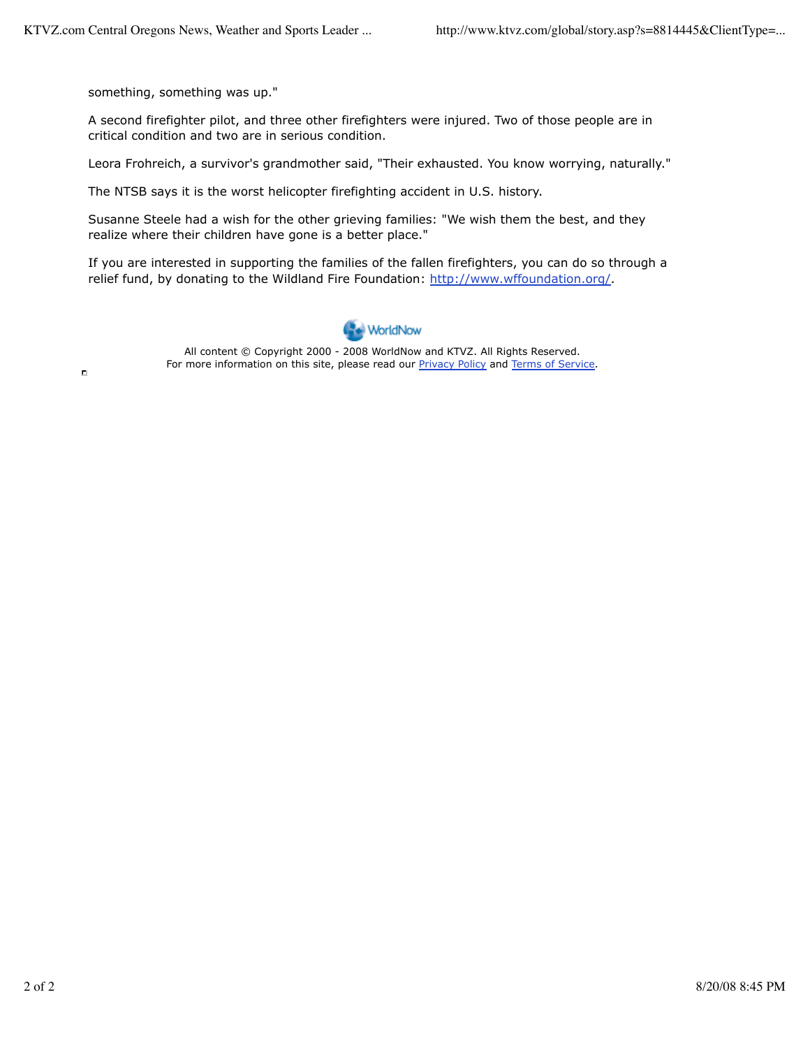something, something was up."

A second firefighter pilot, and three other firefighters were injured. Two of those people are in critical condition and two are in serious condition.

Leora Frohreich, a survivor's grandmother said, "Their exhausted. You know worrying, naturally."

The NTSB says it is the worst helicopter firefighting accident in U.S. history.

Susanne Steele had a wish for the other grieving families: "We wish them the best, and they realize where their children have gone is a better place."

If you are interested in supporting the families of the fallen firefighters, you can do so through a relief fund, by donating to the Wildland Fire Foundation: http://www.wffoundation.org/.

WorldNow

All content © Copyright 2000 - 2008 WorldNow and KTVZ. All Rights Reserved.
For more information on this site, please read our Privacy Policy and Terms of Service.